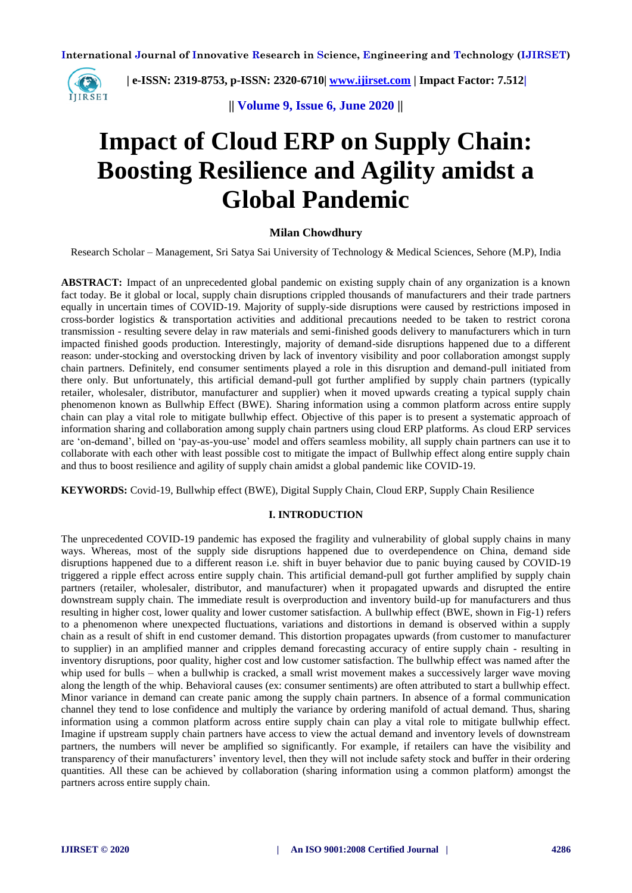# Impact of Cloud ERP on Supply Chain: Boosting Resilience and Agility amidst a Global Pandemic

**Milan Chowdhury**

Research Scholar – Management, Sri Satya Sai University of Technology & Medical Sciences, Sehore (M.P), India

**ABSTRACT:** Impact of an unprecedented global pandemic on existing supply chain of any organization is a known fact today. Be it global or local, supply chain disruptions crippled thousands of manufacturers and their trade partners equally in uncertain times of COVID-19. Majority of supply-side disruptions were caused by restrictions imposed in cross-border logistics & transportation activities and additional precautions needed to be taken to restrict corona transmission - resulting severe delay in raw materials and semi-finished goods delivery to manufacturers which in turn impacted finished goods production. Interestingly, majority of demand-side disruptions happened due to a different reason: under-stocking and overstocking driven by lack of inventory visibility and poor collaboration amongst supply chain partners. Definitely, end consumer sentiments played a role in this disruption and demand-pull initiated from there only. But unfortunately, this artificial demand-pull got further amplified by supply chain partners (typically retailer, wholesaler, distributor, manufacturer and supplier) when it moved upwards creating a typical supply chain phenomenon known as Bullwhip Effect (BWE). Sharing information using a common platform across entire supply chain can play a vital role to mitigate bullwhip effect. Objective of this paper is to present a systematic approach of information sharing and collaboration among supply chain partners using cloud ERP platforms. As cloud ERP services are 'on-demand', billed on 'pay-as-you-use' model and offers seamless mobility, all supply chain partners can use it to collaborate with each other with least possible cost to mitigate the impact of Bullwhip effect along entire supply chain and thus to boost resilience and agility of supply chain amidst a global pandemic like COVID-19.

**KEYWORDS:** Covid-19, Bullwhip effect (BWE), Digital Supply Chain, Cloud ERP, Supply Chain Resilience

## I. INTRODUCTION

The unprecedented COVID-19 pandemic has exposed the fragility and vulnerability of global supply chains in many ways. Whereas, most of the supply side disruptions happened due to overdependence on China, demand side disruptions happened due to a different reason i.e. shift in buyer behavior due to panic buying caused by COVID-19 triggered a ripple effect across entire supply chain. This artificial demand-pull got further amplified by supply chain partners (retailer, wholesaler, distributor, and manufacturer) when it propagated upwards and disrupted the entire downstream supply chain. The immediate result is overproduction and inventory build-up for manufacturers and thus resulting in higher cost, lower quality and lower customer satisfaction. A bullwhip effect (BWE, shown in Fig-1) refers to a phenomenon where unexpected fluctuations, variations and distortions in demand is observed within a supply chain as a result of shift in end customer demand. This distortion propagates upwards (from customer to manufacturer to supplier) in an amplified manner and cripples demand forecasting accuracy of entire supply chain - resulting in inventory disruptions, poor quality, higher cost and low customer satisfaction. The bullwhip effect was named after the whip used for bulls – when a bullwhip is cracked, a small wrist movement makes a successively larger wave moving along the length of the whip. Behavioral causes (ex: consumer sentiments) are often attributed to start a bullwhip effect. Minor variance in demand can create panic among the supply chain partners. In absence of a formal communication channel they tend to lose confidence and multiply the variance by ordering manifold of actual demand. Thus, sharing information using a common platform across entire supply chain can play a vital role to mitigate bullwhip effect. Imagine if upstream supply chain partners have access to view the actual demand and inventory levels of downstream partners, the numbers will never be amplified so significantly. For example, if retailers can have the visibility and transparency of their manufacturers' inventory level, then they will not include safety stock and buffer in their ordering quantities. All these can be achieved by collaboration (sharing information using a common platform) amongst the partners across entire supply chain.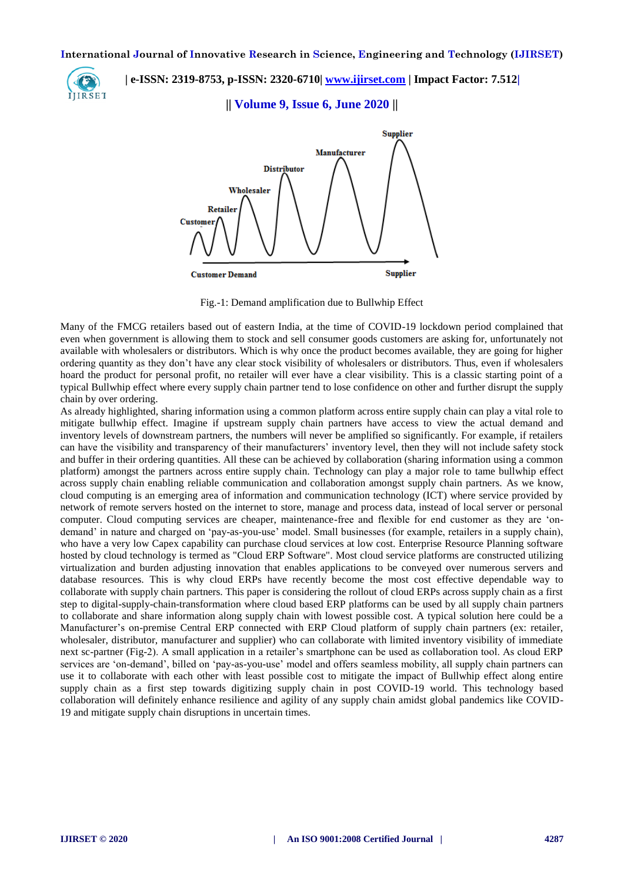Fig.-1: Demand amplification due to Bullwhip Effect

Many of the FMCG retailers based out of eastern India, at the time of COVID-19 lockdown period complained that even when government is allowing them to stock and sell consumer goods customers are asking for, unfortunately not available with wholesalers or distributors. Which is why once the product becomes available, they are going for higher ordering quantity as they don't have any clear stock visibility of wholesalers or distributors. Thus, even if wholesalers hoard the product for personal profit, no retailer will ever have a clear visibility. This is a classic starting point of a typical Bullwhip effect where every supply chain partner tend to lose confidence on other and further disrupt the supply chain by over ordering.

As already highlighted, sharing information using a common platform across entire supply chain can play a vital role to mitigate bullwhip effect. Imagine if upstream supply chain partners have access to view the actual demand and inventory levels of downstream partners, the numbers will never be amplified so significantly. For example, if retailers can have the visibility and transparency of their manufacturers' inventory level, then they will not include safety stock and buffer in their ordering quantities. All these can be achieved by collaboration (sharing information using a common platform) amongst the partners across entire supply chain. Technology can play a major role to tame bullwhip effect across supply chain enabling reliable communication and collaboration amongst supply chain partners. As we know, cloud computing is an emerging area of information and communication technology (ICT) where service provided by network of remote servers hosted on the internet to store, manage and process data, instead of local server or personal computer. Cloud computing services are cheaper, maintenance-free and flexible for end customer as they are 'on-demand' in nature and charged on 'pay-as-you-use' model. Small businesses (for example, retailers in a supply chain), who have a very low Capex capability can purchase cloud services at low cost. Enterprise Resource Planning software hosted by cloud technology is termed as "Cloud ERP Software". Most cloud service platforms are constructed utilizing virtualization and burden adjusting innovation that enables applications to be conveyed over numerous servers and database resources. This is why cloud ERPs have recently become the most cost effective dependable way to collaborate with supply chain partners. This paper is considering the rollout of cloud ERPs across supply chain as a first step to digital-supply-chain-transformation where cloud based ERP platforms can be used by all supply chain partners to collaborate and share information along supply chain with lowest possible cost. A typical solution here could be a Manufacturer's on-premise Central ERP connected with ERP Cloud platform of supply chain partners (ex: retailer, wholesaler, distributor, manufacturer and supplier) who can collaborate with limited inventory visibility of immediate next sc-partner (Fig-2). A small application in a retailer's smartphone can be used as collaboration tool. As cloud ERP services are 'on-demand', billed on 'pay-as-you-use' model and offers seamless mobility, all supply chain partners can use it to collaborate with each other with least possible cost to mitigate the impact of Bullwhip effect along entire supply chain as a first step towards digitizing supply chain in post COVID-19 world. This technology based collaboration will definitely enhance resilience and agility of any supply chain amidst global pandemics like COVID-19 and mitigate supply chain disruptions in uncertain times.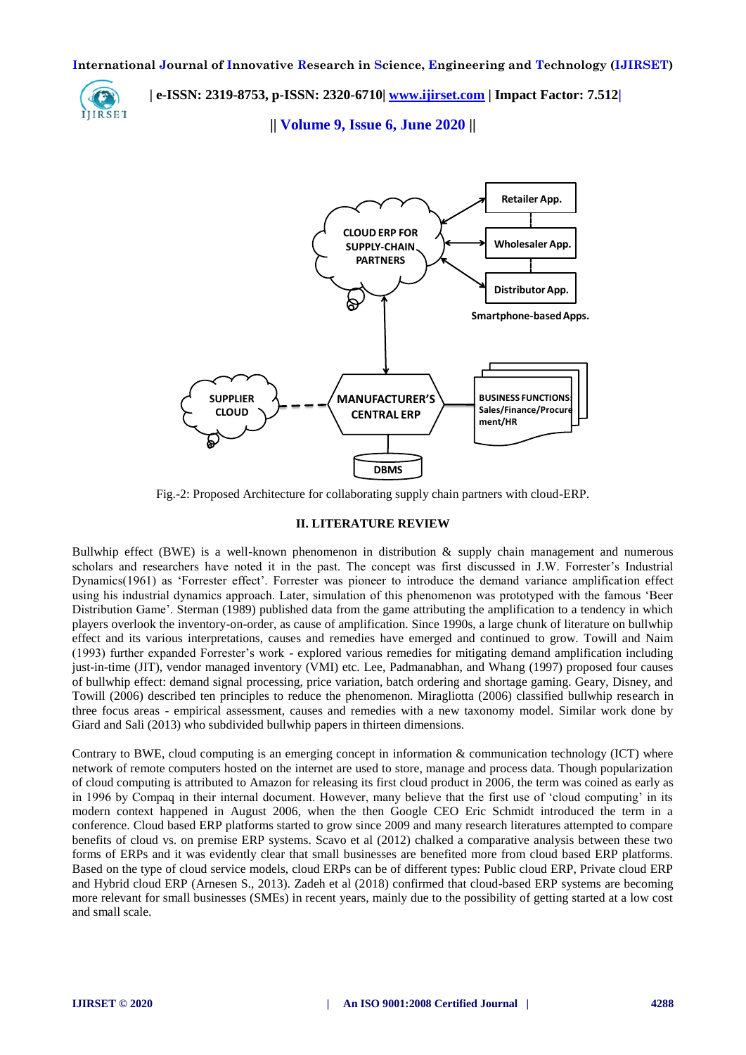Fig.-2: Proposed Architecture for collaborating supply chain partners with cloud-ERP.

## II. LITERATURE REVIEW

Bullwhip effect (BWE) is a well-known phenomenon in distribution & supply chain management and numerous scholars and researchers have noted it in the past. The concept was first discussed in J.W. Forrester's Industrial Dynamics(1961) as 'Forrester effect'. Forrester was pioneer to introduce the demand variance amplification effect using his industrial dynamics approach. Later, simulation of this phenomenon was prototyped with the famous 'Beer Distribution Game'. Sterman (1989) published data from the game attributing the amplification to a tendency in which players overlook the inventory-on-order, as cause of amplification. Since 1990s, a large chunk of literature on bullwhip effect and its various interpretations, causes and remedies have emerged and continued to grow. Towill and Naim (1993) further expanded Forrester's work - explored various remedies for mitigating demand amplification including just-in-time (JIT), vendor managed inventory (VMI) etc. Lee, Padmanabhan, and Whang (1997) proposed four causes of bullwhip effect: demand signal processing, price variation, batch ordering and shortage gaming. Geary, Disney, and Towill (2006) described ten principles to reduce the phenomenon. Miragliotta (2006) classified bullwhip research in three focus areas - empirical assessment, causes and remedies with a new taxonomy model. Similar work done by Giard and Sali (2013) who subdivided bullwhip papers in thirteen dimensions.

Contrary to BWE, cloud computing is an emerging concept in information & communication technology (ICT) where network of remote computers hosted on the internet are used to store, manage and process data. Though popularization of cloud computing is attributed to Amazon for releasing its first cloud product in 2006, the term was coined as early as in 1996 by Compaq in their internal document. However, many believe that the first use of 'cloud computing' in its modern context happened in August 2006, when the then Google CEO Eric Schmidt introduced the term in a conference. Cloud based ERP platforms started to grow since 2009 and many research literatures attempted to compare benefits of cloud vs. on premise ERP systems. Scavo et al (2012) chalked a comparative analysis between these two forms of ERPs and it was evidently clear that small businesses are benefited more from cloud based ERP platforms. Based on the type of cloud service models, cloud ERPs can be of different types: Public cloud ERP, Private cloud ERP and Hybrid cloud ERP (Arnesen S., 2013). Zadeh et al (2018) confirmed that cloud-based ERP systems are becoming more relevant for small businesses (SMEs) in recent years, mainly due to the possibility of getting started at a low cost and small scale.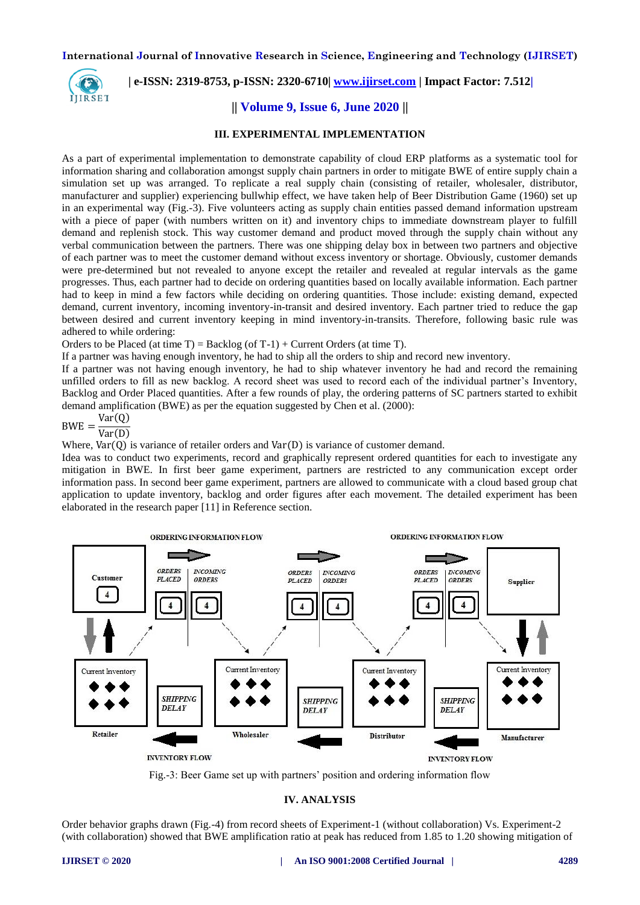## III. EXPERIMENTAL IMPLEMENTATION

As a part of experimental implementation to demonstrate capability of cloud ERP platforms as a systematic tool for information sharing and collaboration amongst supply chain partners in order to mitigate BWE of entire supply chain a simulation set up was arranged. To replicate a real supply chain (consisting of retailer, wholesaler, distributor, manufacturer and supplier) experiencing bullwhip effect, we have taken help of Beer Distribution Game (1960) set up in an experimental way (Fig.-3). Five volunteers acting as supply chain entities passed demand information upstream with a piece of paper (with numbers written on it) and inventory chips to immediate downstream player to fulfill demand and replenish stock. This way customer demand and product moved through the supply chain without any verbal communication between the partners. There was one shipping delay box in between two partners and objective of each partner was to meet the customer demand without excess inventory or shortage. Obviously, customer demands were pre-determined but not revealed to anyone except the retailer and revealed at regular intervals as the game progresses. Thus, each partner had to decide on ordering quantities based on locally available information. Each partner had to keep in mind a few factors while deciding on ordering quantities. Those include: existing demand, expected demand, current inventory, incoming inventory-in-transit and desired inventory. Each partner tried to reduce the gap between desired and current inventory keeping in mind inventory-in-transits. Therefore, following basic rule was adhered to while ordering:

Orders to be Placed (at time T) = Backlog (of T-1) + Current Orders (at time T).

If a partner was having enough inventory, he had to ship all the orders to ship and record new inventory.

If a partner was not having enough inventory, he had to ship whatever inventory he had and record the remaining unfilled orders to fill as new backlog. A record sheet was used to record each of the individual partner's Inventory, Backlog and Order Placed quantities. After a few rounds of play, the ordering patterns of SC partners started to exhibit demand amplification (BWE) as per the equation suggested by Chen et al. (2000):

$$\text{BWE} = \frac{\text{Var}(\text{Q})}{\text{Var}(\text{D})}$$

Where, $\text{Var}(\text{Q})$ is variance of retailer orders and $\text{Var}(\text{D})$ is variance of customer demand.

Idea was to conduct two experiments, record and graphically represent ordered quantities for each to investigate any mitigation in BWE. In first beer game experiment, partners are restricted to any communication except order information pass. In second beer game experiment, partners are allowed to communicate with a cloud based group chat application to update inventory, backlog and order figures after each movement. The detailed experiment has been elaborated in the research paper [11] in Reference section.

Fig.-3: Beer Game set up with partners' position and ordering information flow

## IV. ANALYSIS

Order behavior graphs drawn (Fig.-4) from record sheets of Experiment-1 (without collaboration) Vs. Experiment-2 (with collaboration) showed that BWE amplification ratio at peak has reduced from 1.85 to 1.20 showing mitigation of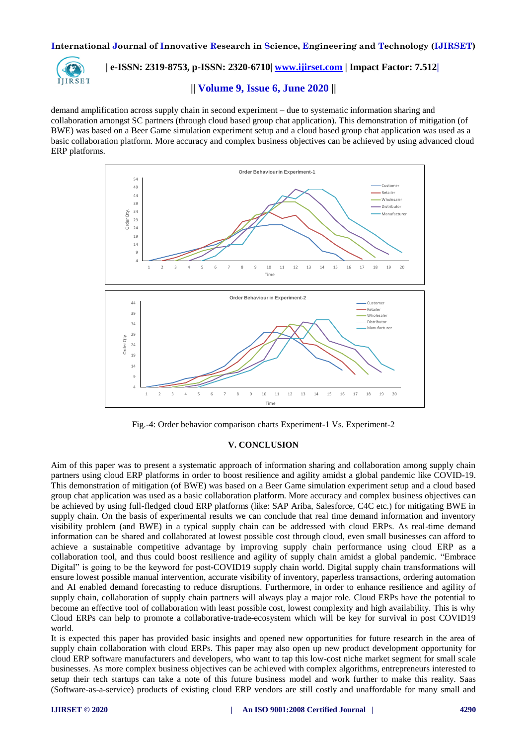demand amplification across supply chain in second experiment – due to systematic information sharing and collaboration amongst SC partners (through cloud based group chat application). This demonstration of mitigation (of BWE) was based on a Beer Game simulation experiment setup and a cloud based group chat application was used as a basic collaboration platform. More accuracy and complex business objectives can be achieved by using advanced cloud ERP platforms.

Fig.-4: Order behavior comparison charts Experiment-1 Vs. Experiment-2

## V. CONCLUSION

Aim of this paper was to present a systematic approach of information sharing and collaboration among supply chain partners using cloud ERP platforms in order to boost resilience and agility amidst a global pandemic like COVID-19. This demonstration of mitigation (of BWE) was based on a Beer Game simulation experiment setup and a cloud based group chat application was used as a basic collaboration platform. More accuracy and complex business objectives can be achieved by using full-fledged cloud ERP platforms (like: SAP Ariba, Salesforce, C4C etc.) for mitigating BWE in supply chain. On the basis of experimental results we can conclude that real time demand information and inventory visibility problem (and BWE) in a typical supply chain can be addressed with cloud ERPs. As real-time demand information can be shared and collaborated at lowest possible cost through cloud, even small businesses can afford to achieve a sustainable competitive advantage by improving supply chain performance using cloud ERP as a collaboration tool, and thus could boost resilience and agility of supply chain amidst a global pandemic. "Embrace Digital" is going to be the keyword for post-COVID19 supply chain world. Digital supply chain transformations will ensure lowest possible manual intervention, accurate visibility of inventory, paperless transactions, ordering automation and AI enabled demand forecasting to reduce disruptions. Furthermore, in order to enhance resilience and agility of supply chain, collaboration of supply chain partners will always play a major role. Cloud ERPs have the potential to become an effective tool of collaboration with least possible cost, lowest complexity and high availability. This is why Cloud ERPs can help to promote a collaborative-trade-ecosystem which will be key for survival in post COVID19 world.

It is expected this paper has provided basic insights and opened new opportunities for future research in the area of supply chain collaboration with cloud ERPs. This paper may also open up new product development opportunity for cloud ERP software manufacturers and developers, who want to tap this low-cost niche market segment for small scale businesses. As more complex business objectives can be achieved with complex algorithms, entrepreneurs interested to setup their tech startups can take a note of this future business model and work further to make this reality. Saas (Software-as-a-service) products of existing cloud ERP vendors are still costly and unaffordable for many small and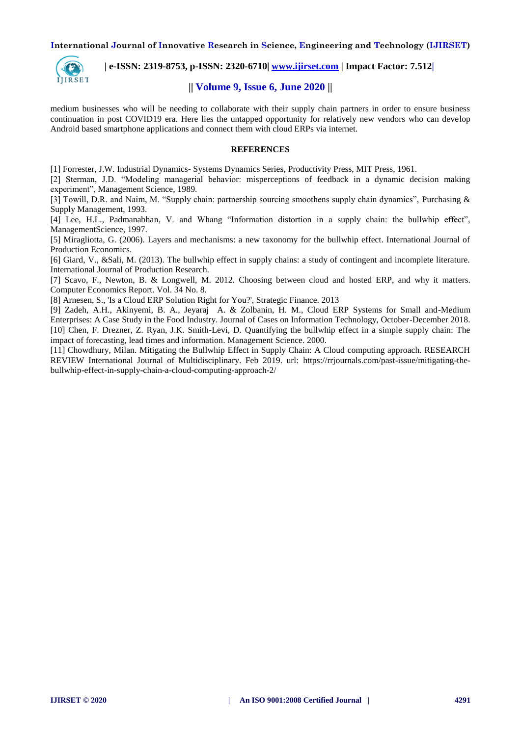medium businesses who will be needing to collaborate with their supply chain partners in order to ensure business continuation in post COVID19 era. Here lies the untapped opportunity for relatively new vendors who can develop Android based smartphone applications and connect them with cloud ERPs via internet.

## REFERENCES

[1] Forrester, J.W. Industrial Dynamics- Systems Dynamics Series, Productivity Press, MIT Press, 1961.

[2] Sterman, J.D. "Modeling managerial behavior: misperceptions of feedback in a dynamic decision making experiment", Management Science, 1989.

[3] Towill, D.R. and Naim, M. "Supply chain: partnership sourcing smoothens supply chain dynamics", Purchasing & Supply Management, 1993.

[4] Lee, H.L., Padmanabhan, V. and Whang "Information distortion in a supply chain: the bullwhip effect", ManagementScience, 1997.

[5] Miragliotta, G. (2006). Layers and mechanisms: a new taxonomy for the bullwhip effect. International Journal of Production Economics.

[6] Giard, V., &Sali, M. (2013). The bullwhip effect in supply chains: a study of contingent and incomplete literature. International Journal of Production Research.

[7] Scavo, F., Newton, B. & Longwell, M. 2012. Choosing between cloud and hosted ERP, and why it matters. Computer Economics Report. Vol. 34 No. 8.

[8] Arnesen, S., 'Is a Cloud ERP Solution Right for You?', Strategic Finance. 2013

[9] Zadeh, A.H., Akinyemi, B. A., Jeyaraj A. & Zolbanin, H. M., Cloud ERP Systems for Small and-Medium Enterprises: A Case Study in the Food Industry. Journal of Cases on Information Technology, October-December 2018.

[10] Chen, F. Drezner, Z. Ryan, J.K. Smith-Levi, D. Quantifying the bullwhip effect in a simple supply chain: The impact of forecasting, lead times and information. Management Science. 2000.

[11] Chowdhury, Milan. Mitigating the Bullwhip Effect in Supply Chain: A Cloud computing approach. RESEARCH REVIEW International Journal of Multidisciplinary. Feb 2019. url: https://rrjournals.com/past-issue/mitigating-the-bullwhip-effect-in-supply-chain-a-cloud-computing-approach-2/